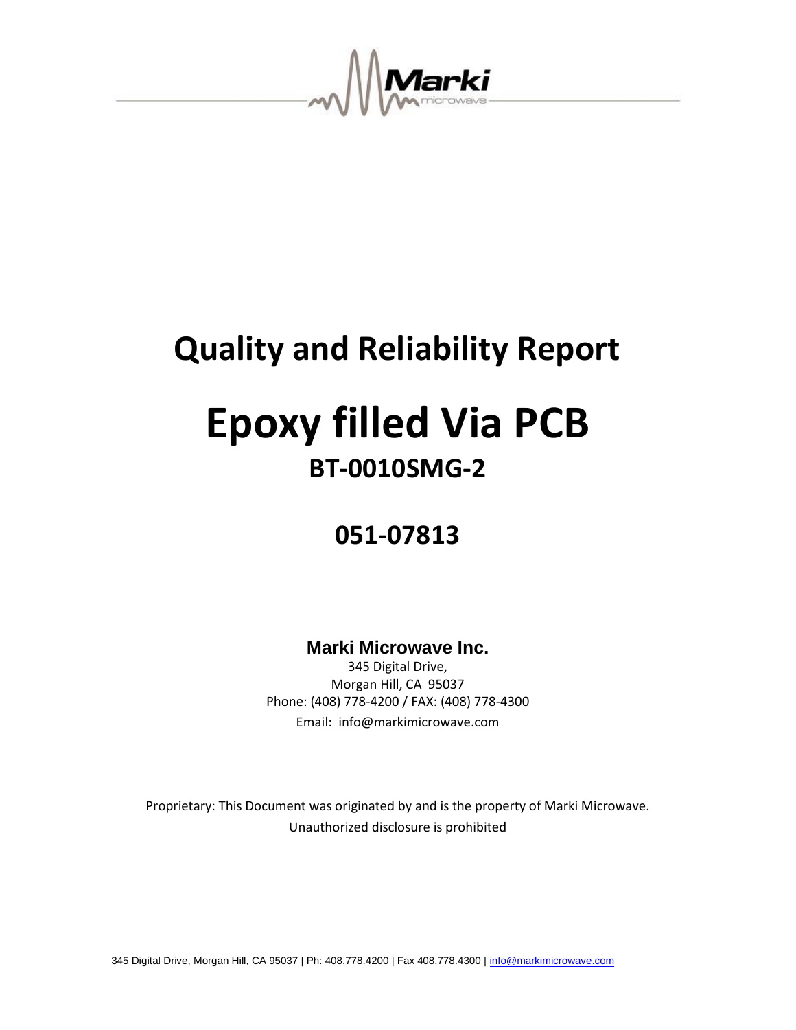# Quality and Reliability Report

# Epoxy filled Via PCB

## BT-0010SMG-2

## 051-07813

**Marki Microwave Inc.**

345 Digital Drive,
Morgan Hill, CA 95037
Phone: (408) 778-4200 / FAX: (408) 778-4300
Email: info@markimicrowave.com

Proprietary: This Document was originated by and is the property of Marki Microwave.
Unauthorized disclosure is prohibited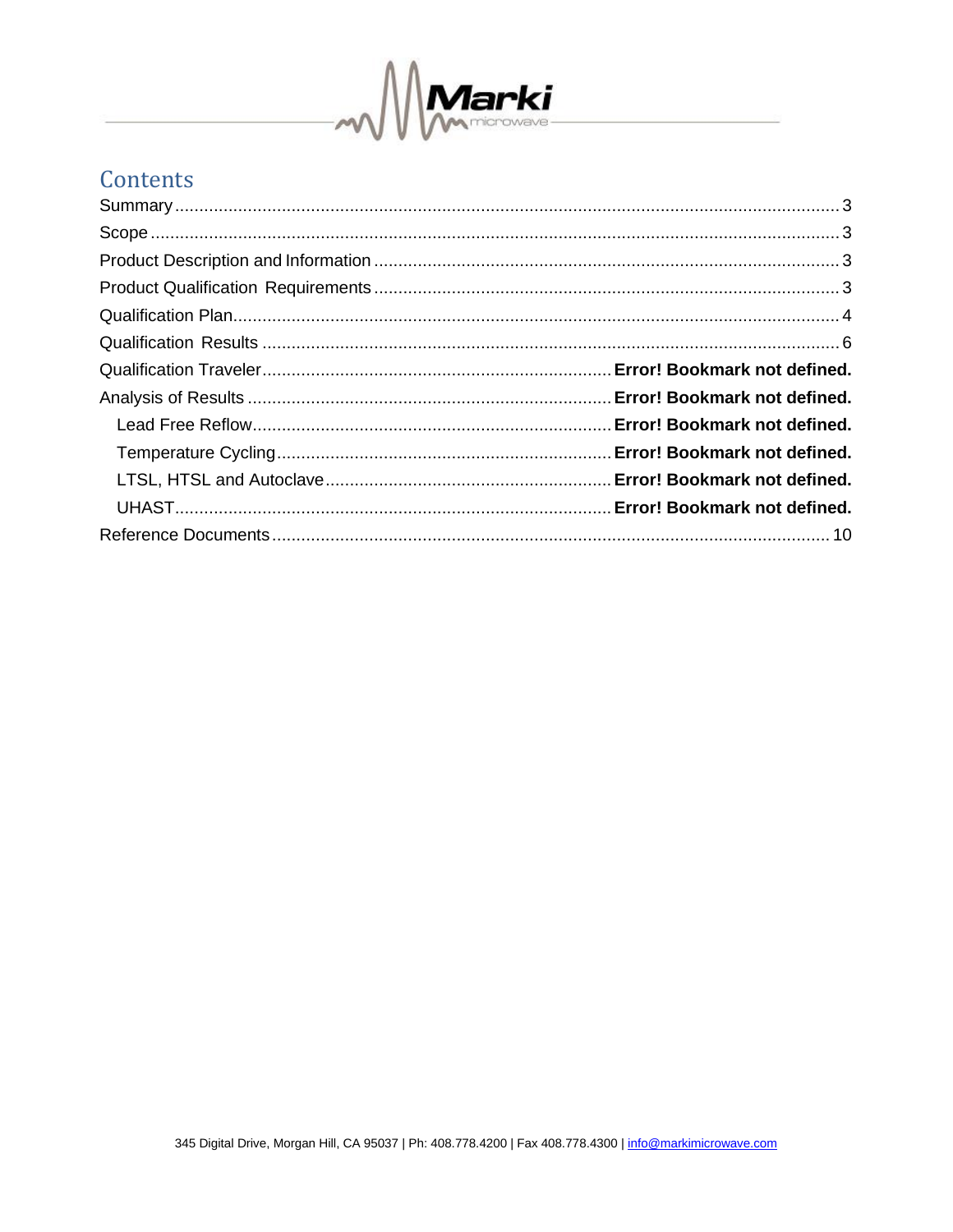# Contents

Summary ........................................................................................................ 3
Scope ........................................................................................................ 3
Product Description and Information ........................................................................................................ 3
Product Qualification Requirements ........................................................................................................ 3
Qualification Plan........................................................................................................ 4
Qualification Results ........................................................................................................ 6
Qualification Traveler........................................................................................................ **Error! Bookmark not defined.**
Analysis of Results ........................................................................................................ **Error! Bookmark not defined.**
  Lead Free Reflow........................................................................................................ **Error! Bookmark not defined.**
  Temperature Cycling........................................................................................................ **Error! Bookmark not defined.**
  LTSL, HTSL and Autoclave........................................................................................................ **Error! Bookmark not defined.**
  UHAST........................................................................................................ **Error! Bookmark not defined.**
Reference Documents........................................................................................................ 10

345 Digital Drive, Morgan Hill, CA 95037 | Ph: 408.778.4200 | Fax 408.778.4300 | info@markimicrowave.com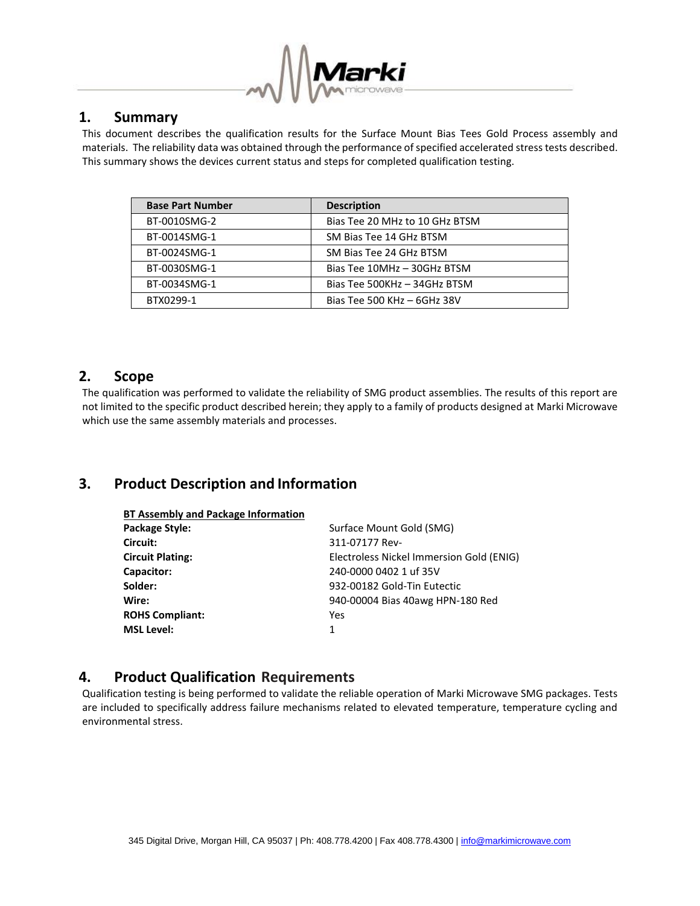## 1. Summary

This document describes the qualification results for the Surface Mount Bias Tees Gold Process assembly and materials. The reliability data was obtained through the performance of specified accelerated stress tests described. This summary shows the devices current status and steps for completed qualification testing.

| Base Part Number | Description |
|---|---|
| BT-0010SMG-2 | Bias Tee 20 MHz to 10 GHz BTSM |
| BT-0014SMG-1 | SM Bias Tee 14 GHz BTSM |
| BT-0024SMG-1 | SM Bias Tee 24 GHz BTSM |
| BT-0030SMG-1 | Bias Tee 10MHz – 30GHz BTSM |
| BT-0034SMG-1 | Bias Tee 500KHz – 34GHz BTSM |
| BTX0299-1 | Bias Tee 500 KHz – 6GHz 38V |

## 2. Scope

The qualification was performed to validate the reliability of SMG product assemblies. The results of this report are not limited to the specific product described herein; they apply to a family of products designed at Marki Microwave which use the same assembly materials and processes.

## 3. Product Description and Information

**BT Assembly and Package Information**

| | |
|---|---|
| **Package Style:** | Surface Mount Gold (SMG) |
| **Circuit:** | 311-07177 Rev- |
| **Circuit Plating:** | Electroless Nickel Immersion Gold (ENIG) |
| **Capacitor:** | 240-0000 0402 1 uf 35V |
| **Solder:** | 932-00182 Gold-Tin Eutectic |
| **Wire:** | 940-00004 Bias 40awg HPN-180 Red |
| **ROHS Compliant:** | Yes |
| **MSL Level:** | 1 |

## 4. Product Qualification Requirements

Qualification testing is being performed to validate the reliable operation of Marki Microwave SMG packages. Tests are included to specifically address failure mechanisms related to elevated temperature, temperature cycling and environmental stress.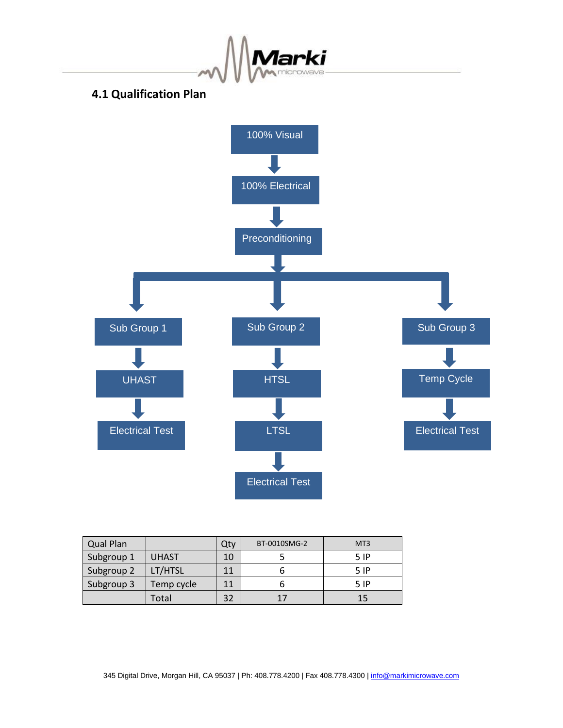## 4.1 Qualification Plan

100% Visual

100% Electrical

Preconditioning

| Sub Group 1 | Sub Group 2 | Sub Group 3 |
|---|---|---|
| UHAST | HTSL | Temp Cycle |
| Electrical Test | LTSL | Electrical Test |
| | Electrical Test | |

| Qual Plan | | Qty | BT-0010SMG-2 | MT3 |
|---|---|---|---|---|
| Subgroup 1 | UHAST | 10 | 5 | 5 IP |
| Subgroup 2 | LT/HTSL | 11 | 6 | 5 IP |
| Subgroup 3 | Temp cycle | 11 | 6 | 5 IP |
| | Total | 32 | 17 | 15 |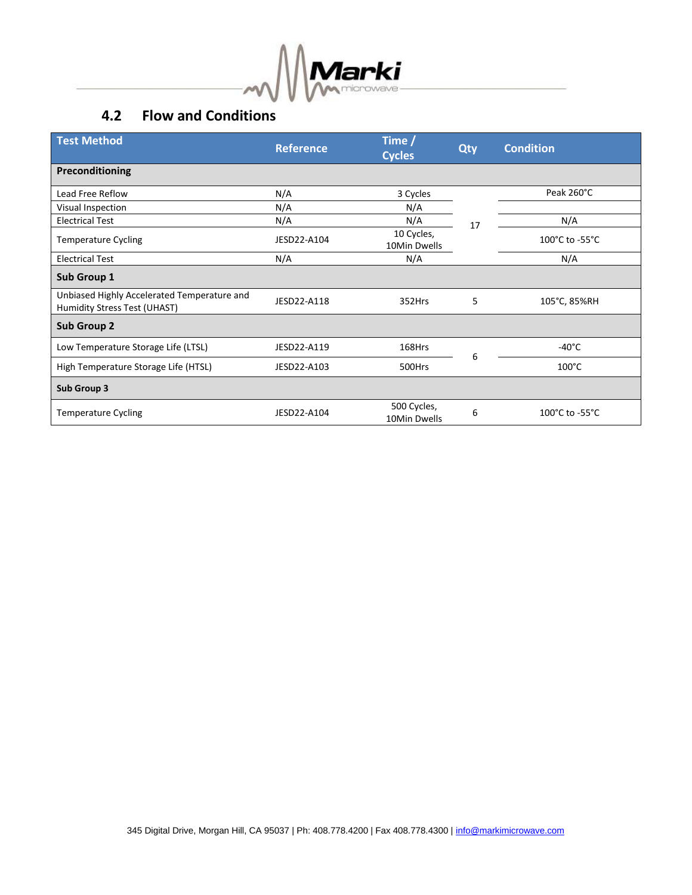## 4.2 Flow and Conditions

| Test Method | Reference | Time / Cycles | Qty | Condition |
|---|---|---|---|---|
| **Preconditioning** | | | | |
| Lead Free Reflow | N/A | 3 Cycles | 17 | Peak 260°C |
| Visual Inspection | N/A | N/A | | |
| Electrical Test | N/A | N/A | | N/A |
| Temperature Cycling | JESD22-A104 | 10 Cycles, 10Min Dwells | | 100°C to -55°C |
| Electrical Test | N/A | N/A | | N/A |
| **Sub Group 1** | | | | |
| Unbiased Highly Accelerated Temperature and Humidity Stress Test (UHAST) | JESD22-A118 | 352Hrs | 5 | 105°C, 85%RH |
| **Sub Group 2** | | | | |
| Low Temperature Storage Life (LTSL) | JESD22-A119 | 168Hrs | 6 | -40°C |
| High Temperature Storage Life (HTSL) | JESD22-A103 | 500Hrs | | 100°C |
| **Sub Group 3** | | | | |
| Temperature Cycling | JESD22-A104 | 500 Cycles, 10Min Dwells | 6 | 100°C to -55°C |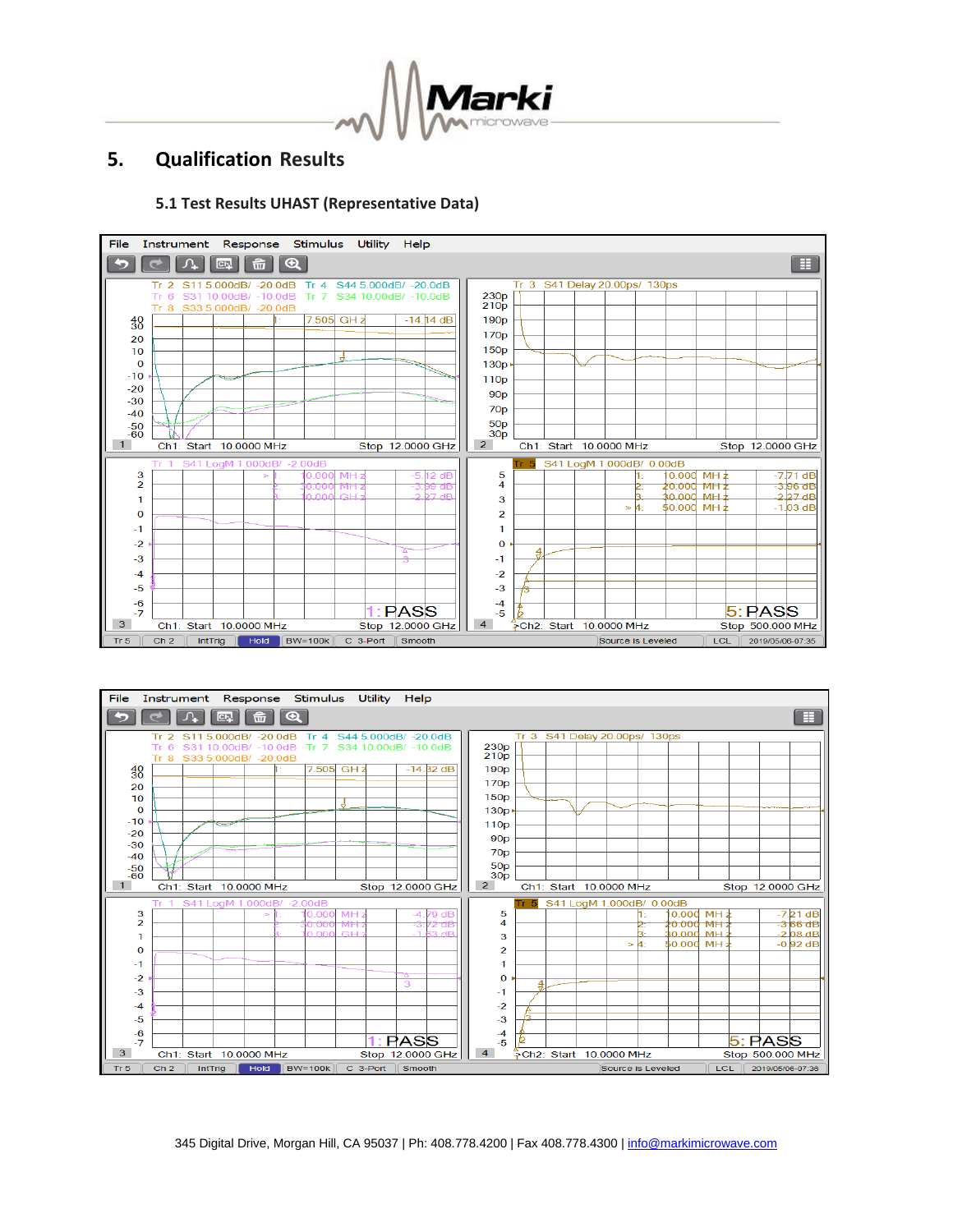## 5. Qualification Results

### 5.1 Test Results UHAST (Representative Data)

File Instrument Response Stimulus Utility Help

Tr 2 S11 5.000dB/ -20.0dB Tr 4 S44 5.000dB/ -20.0dB
Tr 6 S31 10.00dB/ -10.0dB Tr 7 S34 10.00dB/ -10.0dB
Tr 8 S33 5.000dB/ -20.0dB
1: 7.505 GHz -14.14 dB
Ch1: Start 10.0000 MHz Stop 12.0000 GHz

Tr 3 S41 Delay 20.00ps/ 130ps
Ch1: Start 10.0000 MHz Stop 12.0000 GHz

Tr 1 S41 LogM 1.000dB/ -2.00dB
>1: 10.000 MHz -5.12 dB
2: 50.000 MHz -3.96 dB
3: 10.000 GHz -2.27 dB
1: PASS
Ch1: Start 10.0000 MHz Stop 12.0000 GHz

Tr 5 S41 LogM 1.000dB/ 0.00dB
1: 10.000 MHz -7.71 dB
2: 20.000 MHz -3.96 dB
3: 30.000 MHz -2.27 dB
>4: 50.000 MHz -1.03 dB
5: PASS
Ch2: Start 10.0000 MHz Stop 500.000 MHz

Tr 5 | Ch 2 | IntTrig | Hold | BW=100k | C 3-Port | Smooth | Source is Leveled | LCL | 2019/05/06-07:35

File Instrument Response Stimulus Utility Help

Tr 2 S11 5.000dB/ -20.0dB Tr 4 S44 5.000dB/ -20.0dB
Tr 6 S31 10.00dB/ -10.0dB Tr 7 S34 10.00dB/ -10.0dB
Tr 8 S33 5.000dB/ -20.0dB
1: 7.505 GHz -14.32 dB
Ch1: Start 10.0000 MHz Stop 12.0000 GHz

Tr 3 S41 Delay 20.00ps/ 130ps
Ch1: Start 10.0000 MHz Stop 12.0000 GHz

Tr 1 S41 LogM 1.000dB/ -2.00dB
>1: 10.000 MHz -4.79 dB
2: 50.000 MHz -3.72 dB
3: 10.000 GHz -1.83 dB
1: PASS
Ch1: Start 10.0000 MHz Stop 12.0000 GHz

Tr 5 S41 LogM 1.000dB/ 0.00dB
1: 10.000 MHz -7.21 dB
2: 20.000 MHz -3.66 dB
3: 30.000 MHz -2.08 dB
>4: 50.000 MHz -0.92 dB
5: PASS
Ch2: Start 10.0000 MHz Stop 500.000 MHz

Tr 5 | Ch 2 | IntTrig | Hold | BW=100k | C 3-Port | Smooth | Source is Leveled | LCL | 2019/05/06-07:36

345 Digital Drive, Morgan Hill, CA 95037 | Ph: 408.778.4200 | Fax 408.778.4300 | info@markimicrowave.com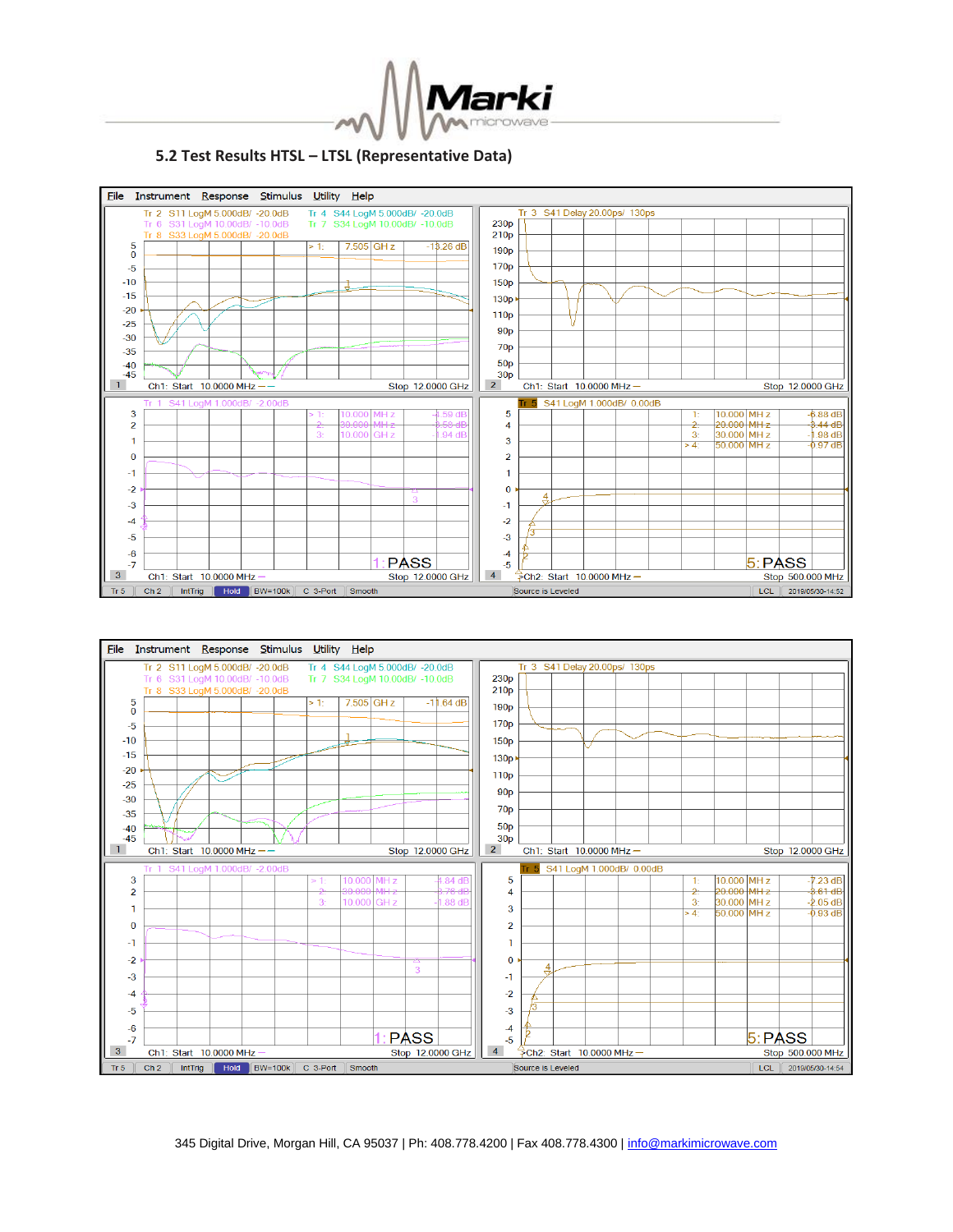## 5.2 Test Results HTSL – LTSL (Representative Data)

File Instrument Response Stimulus Utility Help

Tr 2 S11 LogM 5.000dB/ -20.0dB
Tr 6 S31 LogM 10.00dB/ -10.0dB
Tr 8 S33 LogM 5.000dB/ -20.0dB
Tr 4 S44 LogM 5.000dB/ -20.0dB
Tr 7 S34 LogM 10.00dB/ -10.0dB

> 1: 7.505 GHz -13.26 dB

Ch1: Start 10.0000 MHz Stop 12.0000 GHz

Tr 3 S41 Delay 20.00ps/ 130ps

Ch1: Start 10.0000 MHz Stop 12.0000 GHz

Tr 1 S41 LogM 1.000dB/ -2.00dB

> 1: 10.000 MHz -4.59 dB
2: 30.000 MHz -3.58 dB
3: 10.000 GHz -1.94 dB

1: PASS

Ch1: Start 10.0000 MHz Stop 12.0000 GHz

Tr 5 S41 LogM 1.000dB/ 0.00dB

1: 10.000 MHz -6.88 dB
2: 20.000 MHz -3.44 dB
3: 30.000 MHz -1.98 dB
> 4: 50.000 MHz -0.97 dB

5: PASS

Ch2: Start 10.0000 MHz Stop 500.000 MHz

Tr 5 | Ch 2 | IntTrig | Hold | BW=100k | C 3-Port | Smooth | Source is Leveled | LCL | 2019/05/30-14:52

File Instrument Response Stimulus Utility Help

Tr 2 S11 LogM 5.000dB/ -20.0dB
Tr 6 S31 LogM 10.00dB/ -10.0dB
Tr 8 S33 LogM 5.000dB/ -20.0dB
Tr 4 S44 LogM 5.000dB/ -20.0dB
Tr 7 S34 LogM 10.00dB/ -10.0dB

> 1: 7.505 GHz -11.64 dB

Ch1: Start 10.0000 MHz Stop 12.0000 GHz

Tr 3 S41 Delay 20.00ps/ 130ps

Ch1: Start 10.0000 MHz Stop 12.0000 GHz

Tr 1 S41 LogM 1.000dB/ -2.00dB

> 1: 10.000 MHz -4.84 dB
2: 30.000 MHz -3.76 dB
3: 10.000 GHz -1.88 dB

1: PASS

Ch1: Start 10.0000 MHz Stop 12.0000 GHz

Tr 5 S41 LogM 1.000dB/ 0.00dB

1: 10.000 MHz -7.23 dB
2: 20.000 MHz -3.61 dB
3: 30.000 MHz -2.05 dB
> 4: 50.000 MHz -0.93 dB

5: PASS

Ch2: Start 10.0000 MHz Stop 500.000 MHz

Tr 5 | Ch 2 | IntTrig | Hold | BW=100k | C 3-Port | Smooth | Source is Leveled | LCL | 2019/05/30-14:54

345 Digital Drive, Morgan Hill, CA 95037 | Ph: 408.778.4200 | Fax 408.778.4300 | info@markimicrowave.com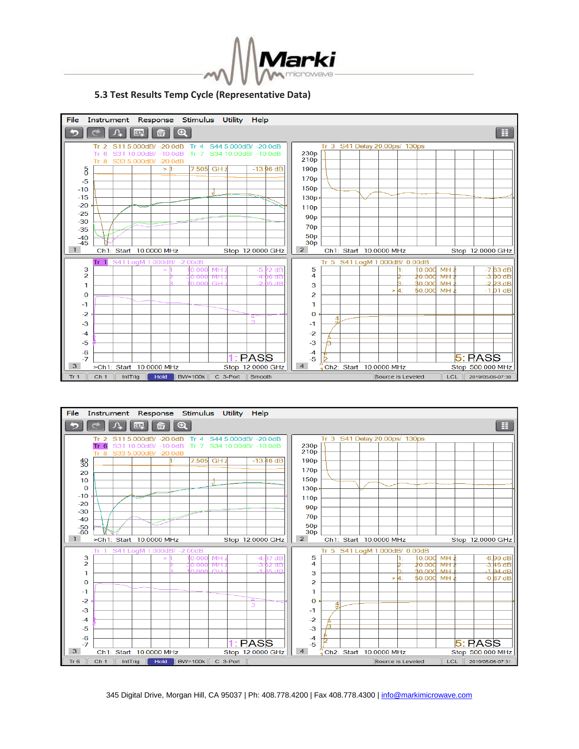## 5.3 Test Results Temp Cycle (Representative Data)

File Instrument Response Stimulus Utility Help

Tr 2 S11 5.000dB/ -20.0dB Tr 4 S44 5.000dB/ -20.0dB
Tr 6 S31 10.00dB/ -10.0dB Tr 7 S34 10.00dB/ -10.0dB
Tr 8 S33 5.000dB/ -20.0dB

> 1: 7.505 GHz -13.96 dB

Ch1: Start 10.0000 MHz Stop 12.0000 GHz

Tr 3 S41 Delay 20.00ps/ 130ps

Ch1: Start 10.0000 MHz Stop 12.0000 GHz

Tr 1 S41 LogM 1.000dB/ -2.00dB

> 1 10.000 MHz -5.22 dB
2 30.000 MHz -4.06 dB
3 10.000 GHz -2.05 dB

1: PASS

>Ch1: Start 10.0000 MHz Stop 12.0000 GHz

Tr 5 S41 LogM 1.000dB/ 0.00dB

1: 10.000 MHz -7.63 dB
2: 20.000 MHz -3.90 dB
3: 30.000 MHz -2.23 dB
> 4: 50.000 MHz -1.01 dB

5: PASS

Ch2: Start 10.0000 MHz Stop 500.000 MHz

Tr 1 | Ch 1 | IntTrig | Hold | BW=100k | C 3-Port | Smooth | Source is Leveled | LCL | 2019/05/06-07:30

File Instrument Response Stimulus Utility Help

Tr 2 S11 5.000dB/ -20.0dB Tr 4 S44 5.000dB/ -20.0dB
Tr 6 S31 10.00dB/ -10.0dB Tr 7 S34 10.00dB/ -10.0dB
Tr 8 S33 5.000dB/ -20.0dB

1: 7.505 GHz -13.46 dB

>Ch1: Start 10.0000 MHz Stop 12.0000 GHz

Tr 3 S41 Delay 20.00ps/ 130ps

Ch1: Start 10.0000 MHz Stop 12.0000 GHz

Tr 1 S41 LogM 1.000dB/ -2.00dB

> 1 10.000 MHz -4.87 dB
2 30.000 MHz -3.52 dB
3 10.000 GHz -1.85 dB

1: PASS

Ch1: Start 10.0000 MHz Stop 12.0000 GHz

Tr 5 S41 LogM 1.000dB/ 0.00dB

1: 10.000 MHz -6.99 dB
2: 20.000 MHz -3.46 dB
3: 30.000 MHz -1.94 dB
> 4: 50.000 MHz -0.87 dB

5: PASS

Ch2: Start 10.0000 MHz Stop 500.000 MHz

Tr 6 | Ch 1 | IntTrig | Hold | BW=100k | C 3-Port | Source is Leveled | LCL | 2019/05/06-07:31

345 Digital Drive, Morgan Hill, CA 95037 | Ph: 408.778.4200 | Fax 408.778.4300 | info@markimicrowave.com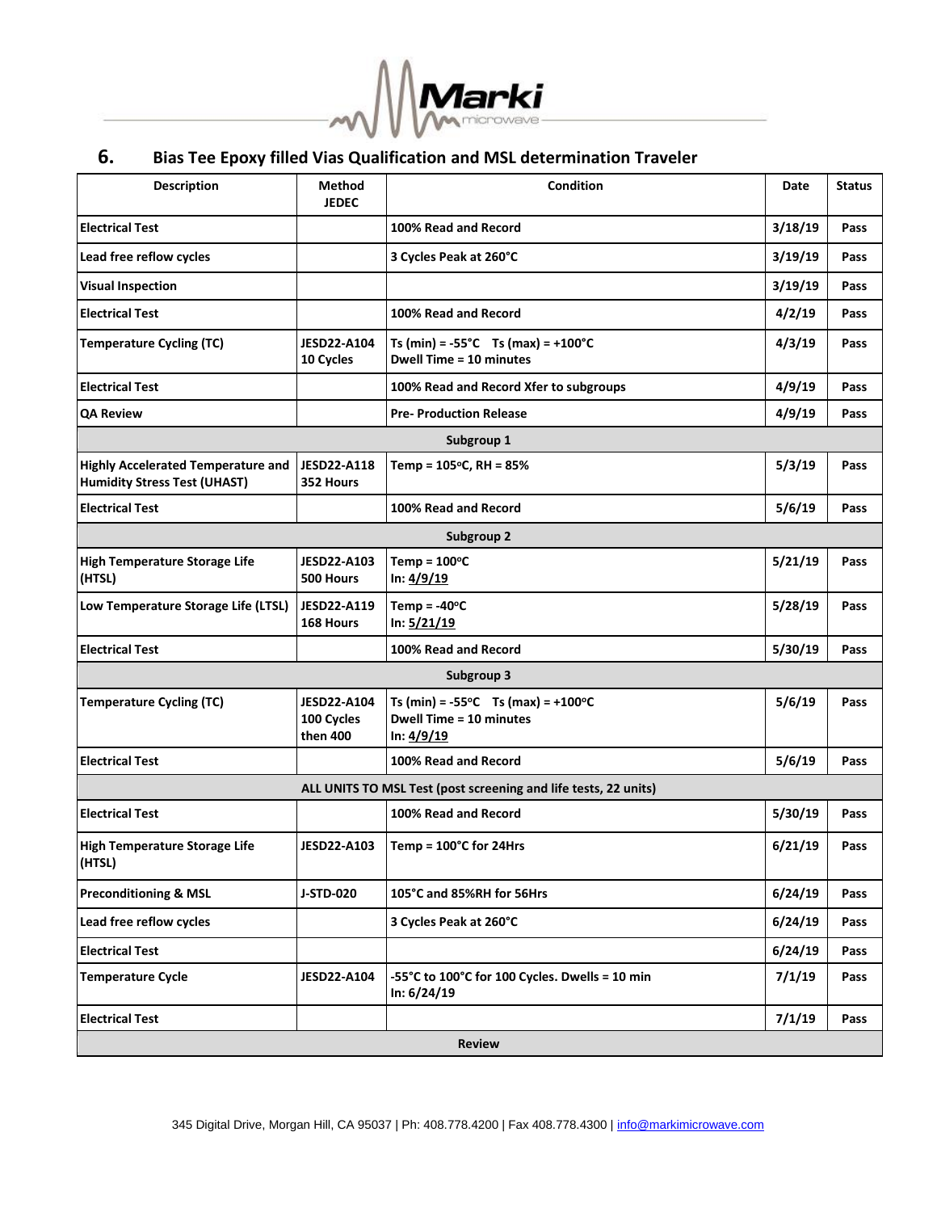## 6. Bias Tee Epoxy filled Vias Qualification and MSL determination Traveler

| Description | Method JEDEC | Condition | Date | Status |
|---|---|---|---|---|
| Electrical Test | | 100% Read and Record | 3/18/19 | Pass |
| Lead free reflow cycles | | 3 Cycles Peak at 260°C | 3/19/19 | Pass |
| Visual Inspection | | | 3/19/19 | Pass |
| Electrical Test | | 100% Read and Record | 4/2/19 | Pass |
| Temperature Cycling (TC) | JESD22-A104 10 Cycles | Ts (min) = -55°C Ts (max) = +100°C Dwell Time = 10 minutes | 4/3/19 | Pass |
| Electrical Test | | 100% Read and Record Xfer to subgroups | 4/9/19 | Pass |
| QA Review | | Pre- Production Release | 4/9/19 | Pass |
| **Subgroup 1** | | | | |
| Highly Accelerated Temperature and Humidity Stress Test (UHAST) | JESD22-A118 352 Hours | Temp = 105°C, RH = 85% | 5/3/19 | Pass |
| Electrical Test | | 100% Read and Record | 5/6/19 | Pass |
| **Subgroup 2** | | | | |
| High Temperature Storage Life (HTSL) | JESD22-A103 500 Hours | Temp = 100°C In: 4/9/19 | 5/21/19 | Pass |
| Low Temperature Storage Life (LTSL) | JESD22-A119 168 Hours | Temp = -40°C In: 5/21/19 | 5/28/19 | Pass |
| Electrical Test | | 100% Read and Record | 5/30/19 | Pass |
| **Subgroup 3** | | | | |
| Temperature Cycling (TC) | JESD22-A104 100 Cycles then 400 | Ts (min) = -55°C Ts (max) = +100°C Dwell Time = 10 minutes In: 4/9/19 | 5/6/19 | Pass |
| Electrical Test | | 100% Read and Record | 5/6/19 | Pass |
| **ALL UNITS TO MSL Test (post screening and life tests, 22 units)** | | | | |
| Electrical Test | | 100% Read and Record | 5/30/19 | Pass |
| High Temperature Storage Life (HTSL) | JESD22-A103 | Temp = 100°C for 24Hrs | 6/21/19 | Pass |
| Preconditioning & MSL | J-STD-020 | 105°C and 85%RH for 56Hrs | 6/24/19 | Pass |
| Lead free reflow cycles | | 3 Cycles Peak at 260°C | 6/24/19 | Pass |
| Electrical Test | | | 6/24/19 | Pass |
| Temperature Cycle | JESD22-A104 | -55°C to 100°C for 100 Cycles. Dwells = 10 min In: 6/24/19 | 7/1/19 | Pass |
| Electrical Test | | | 7/1/19 | Pass |
| **Review** | | | | |

345 Digital Drive, Morgan Hill, CA 95037 | Ph: 408.778.4200 | Fax 408.778.4300 | info@markimicrowave.com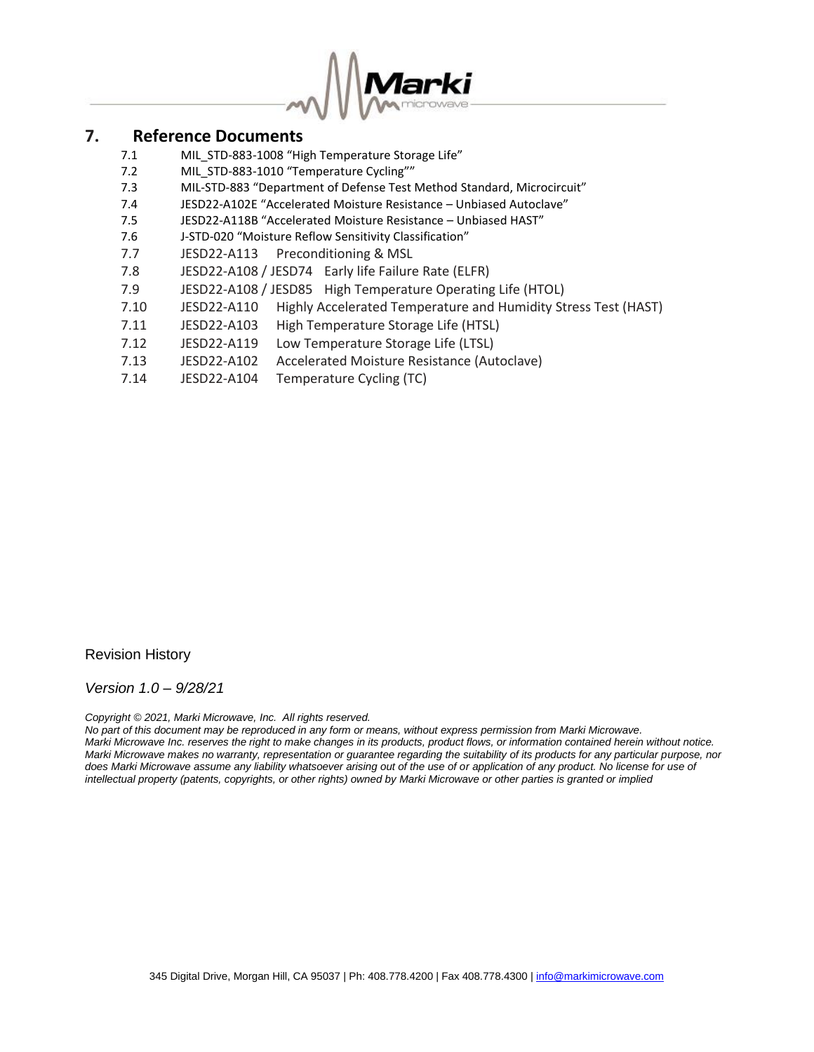## 7. Reference Documents

- 7.1 MIL_STD-883-1008 "High Temperature Storage Life"
- 7.2 MIL_STD-883-1010 "Temperature Cycling""
- 7.3 MIL-STD-883 "Department of Defense Test Method Standard, Microcircuit"
- 7.4 JESD22-A102E "Accelerated Moisture Resistance – Unbiased Autoclave"
- 7.5 JESD22-A118B "Accelerated Moisture Resistance – Unbiased HAST"
- 7.6 J-STD-020 "Moisture Reflow Sensitivity Classification"
- 7.7 JESD22-A113 Preconditioning & MSL
- 7.8 JESD22-A108 / JESD74 Early life Failure Rate (ELFR)
- 7.9 JESD22-A108 / JESD85 High Temperature Operating Life (HTOL)
- 7.10 JESD22-A110 Highly Accelerated Temperature and Humidity Stress Test (HAST)
- 7.11 JESD22-A103 High Temperature Storage Life (HTSL)
- 7.12 JESD22-A119 Low Temperature Storage Life (LTSL)
- 7.13 JESD22-A102 Accelerated Moisture Resistance (Autoclave)
- 7.14 JESD22-A104 Temperature Cycling (TC)

Revision History

*Version 1.0 – 9/28/21*

*Copyright © 2021, Marki Microwave, Inc. All rights reserved.*
*No part of this document may be reproduced in any form or means, without express permission from Marki Microwave.*
*Marki Microwave Inc. reserves the right to make changes in its products, product flows, or information contained herein without notice. Marki Microwave makes no warranty, representation or guarantee regarding the suitability of its products for any particular purpose, nor does Marki Microwave assume any liability whatsoever arising out of the use of or application of any product. No license for use of intellectual property (patents, copyrights, or other rights) owned by Marki Microwave or other parties is granted or implied*

345 Digital Drive, Morgan Hill, CA 95037 | Ph: 408.778.4200 | Fax 408.778.4300 | info@markimicrowave.com